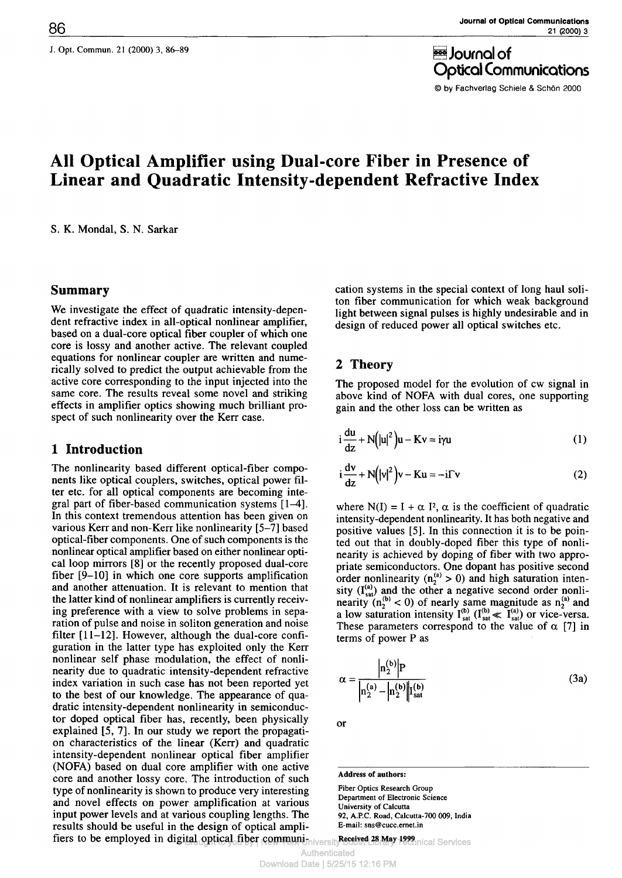# All Optical Amplifier using Dual-core Fiber in Presence of Linear and Quadratic Intensity-dependent Refractive Index

S. K. Mondal, S. N. Sarkar

## Summary

We investigate the effect of quadratic intensity-dependent refractive index in all-optical nonlinear amplifier, based on a dual-core optical fiber coupler of which one core is lossy and another active. The relevant coupled equations for nonlinear coupler are written and numerically solved to predict the output achievable from the active core corresponding to the input injected into the same core. The results reveal some novel and striking effects in amplifier optics showing much brilliant prospect of such nonlinearity over the Kerr case.

## 1 Introduction

The nonlinearity based different optical-fiber components like optical couplers, switches, optical power filter etc. for all optical components are becoming integral part of fiber-based communication systems [1–4]. In this context tremendous attention has been given on various Kerr and non-Kerr like nonlinearity [5–7] based optical-fiber components. One of such components is the nonlinear optical amplifier based on either nonlinear optical loop mirrors [8] or the recently proposed dual-core fiber [9–10] in which one core supports amplification and another attenuation. It is relevant to mention that the latter kind of nonlinear amplifiers is currently receiving preference with a view to solve problems in separation of pulse and noise in soliton generation and noise filter [11–12]. However, although the dual-core configuration in the latter type has exploited only the Kerr nonlinear self phase modulation, the effect of nonlinearity due to quadratic intensity-dependent refractive index variation in such case has not been reported yet to the best of our knowledge. The appearance of quadratic intensity-dependent nonlinearity in semiconductor doped optical fiber has, recently, been physically explained [5, 7]. In our study we report the propagation characteristics of the linear (Kerr) and quadratic intensity-dependent nonlinear optical fiber amplifier (NOFA) based on dual core amplifier with one active core and another lossy core. The introduction of such type of nonlinearity is shown to produce very interesting and novel effects on power amplification at various input power levels and at various coupling lengths. The results should be useful in the design of optical amplifiers to be employed in digital optical fiber communication systems in the special context of long haul soliton fiber communication for which weak background light between signal pulses is highly undesirable and in design of reduced power all optical switches etc.

## 2 Theory

The proposed model for the evolution of cw signal in above kind of NOFA with dual cores, one supporting gain and the other loss can be written as

$$i\frac{du}{dz} + N\left(|u|^2\right)u - Kv = i\gamma u \tag{1}$$

$$i\frac{dv}{dz} + N\left(|v|^2\right)v - Ku = -i\Gamma v \tag{2}$$

where $N(I) = I + \alpha\, I^2$, $\alpha$ is the coefficient of quadratic intensity-dependent nonlinearity. It has both negative and positive values [5]. In this connection it is to be pointed out that in doubly-doped fiber this type of nonlinearity is achieved by doping of fiber with two appropriate semiconductors. One dopant has positive second order nonlinearity ($n_2^{(a)} > 0$) and high saturation intensity ($I_{sat}^{(a)}$) and the other a negative second order nonlinearity ($n_2^{(b)} < 0$) of nearly same magnitude as $n_2^{(a)}$ and a low saturation intensity $I_{sat}^{(b)}$ ($I_{sat}^{(b)} \ll I_{sat}^{(a)}$) or vice-versa. These parameters correspond to the value of $\alpha$ [7] in terms of power P as

$$\alpha = \frac{\left|n_2^{(b)}\right|P}{\left|n_2^{(a)} - \left|n_2^{(b)}\right|\right|I_{sat}^{(b)}} \tag{3a}$$

or

**Address of authors:**

Fiber Optics Research Group
Department of Electronic Science
University of Calcutta
92, A.P.C. Road, Calcutta-700 009, India
E-mail: sns@cucc.ernet.in

Received 28 May 1999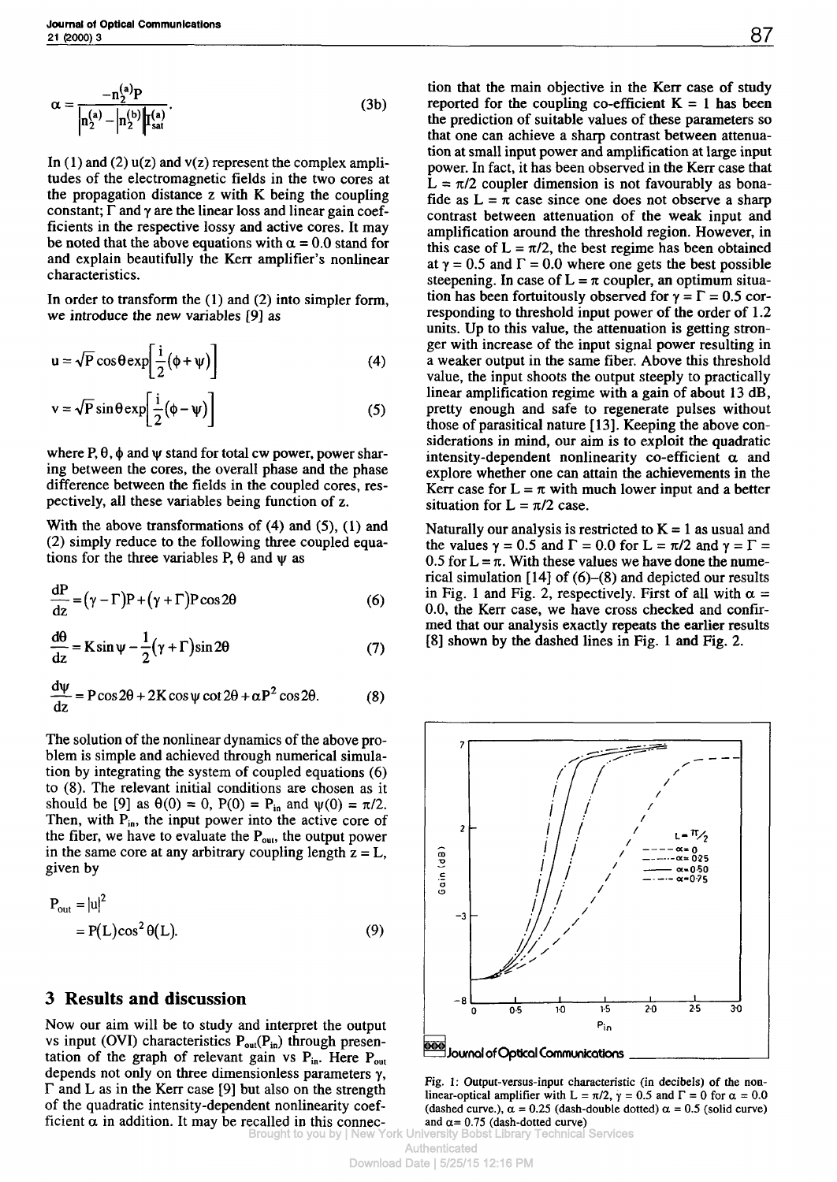$$\alpha = \frac{-n_2^{(a)} P}{\left|n_2^{(a)} - |n_2^{(b)}| I_{sat}^{(a)}\right|}. \tag{3b}$$

In (1) and (2) u(z) and v(z) represent the complex amplitudes of the electromagnetic fields in the two cores at the propagation distance z with K being the coupling constant; $\Gamma$ and $\gamma$ are the linear loss and linear gain coefficients in the respective lossy and active cores. It may be noted that the above equations with $\alpha = 0.0$ stand for and explain beautifully the Kerr amplifier's nonlinear characteristics.

In order to transform the (1) and (2) into simpler form, we introduce the new variables [9] as

$$u = \sqrt{P}\cos\theta \exp\left[\frac{i}{2}(\phi + \psi)\right] \tag{4}$$

$$v = \sqrt{P}\sin\theta \exp\left[\frac{i}{2}(\phi - \psi)\right] \tag{5}$$

where P, $\theta$, $\phi$ and $\psi$ stand for total cw power, power sharing between the cores, the overall phase and the phase difference between the fields in the coupled cores, respectively, all these variables being function of z.

With the above transformations of (4) and (5), (1) and (2) simply reduce to the following three coupled equations for the three variables P, $\theta$ and $\psi$ as

$$\frac{dP}{dz} = (\gamma - \Gamma)P + (\gamma + \Gamma)P\cos 2\theta \tag{6}$$

$$\frac{d\theta}{dz} = K\sin\psi - \frac{1}{2}(\gamma + \Gamma)\sin 2\theta \tag{7}$$

$$\frac{d\psi}{dz} = P\cos 2\theta + 2K\cos\psi\cot 2\theta + \alpha P^2\cos 2\theta. \tag{8}$$

The solution of the nonlinear dynamics of the above problem is simple and achieved through numerical simulation by integrating the system of coupled equations (6) to (8). The relevant initial conditions are chosen as it should be [9] as $\theta(0) = 0$, $P(0) = P_{in}$ and $\psi(0) = \pi/2$. Then, with $P_{in}$, the input power into the active core of the fiber, we have to evaluate the $P_{out}$, the output power in the same core at any arbitrary coupling length $z = L$, given by

$$P_{out} = |u|^2$$
$$= P(L)\cos^2\theta(L). \tag{9}$$

## 3 Results and discussion

Now our aim will be to study and interpret the output vs input (OVI) characteristics $P_{out}(P_{in})$ through presentation of the graph of relevant gain vs $P_{in}$. Here $P_{out}$ depends not only on three dimensionless parameters $\gamma$, $\Gamma$ and L as in the Kerr case [9] but also on the strength of the quadratic intensity-dependent nonlinearity coefficient $\alpha$ in addition. It may be recalled in this connection that the main objective in the Kerr case of study reported for the coupling co-efficient K = 1 has been the prediction of suitable values of these parameters so that one can achieve a sharp contrast between attenuation at small input power and amplification at large input power. In fact, it has been observed in the Kerr case that $L = \pi/2$ coupler dimension is not favourably as bonafide as $L = \pi$ case since one does not observe a sharp contrast between attenuation of the weak input and amplification around the threshold region. However, in this case of $L = \pi/2$, the best regime has been obtained at $\gamma = 0.5$ and $\Gamma = 0.0$ where one gets the best possible steepening. In case of $L = \pi$ coupler, an optimum situation has been fortuitously observed for $\gamma = \Gamma = 0.5$ corresponding to threshold input power of the order of 1.2 units. Up to this value, the attenuation is getting stronger with increase of the input signal power resulting in a weaker output in the same fiber. Above this threshold value, the input shoots the output steeply to practically linear amplification regime with a gain of about 13 dB, pretty enough and safe to regenerate pulses without those of parasitical nature [13]. Keeping the above considerations in mind, our aim is to exploit the quadratic intensity-dependent nonlinearity co-efficient $\alpha$ and explore whether one can attain the achievements in the Kerr case for $L = \pi$ with much lower input and a better situation for $L = \pi/2$ case.

Naturally our analysis is restricted to K = 1 as usual and the values $\gamma = 0.5$ and $\Gamma = 0.0$ for $L = \pi/2$ and $\gamma = \Gamma = 0.5$ for $L = \pi$. With these values we have done the numerical simulation [14] of (6)–(8) and depicted our results in Fig. 1 and Fig. 2, respectively. First of all with $\alpha = 0.0$, the Kerr case, we have cross checked and confirmed that our analysis exactly repeats the earlier results [8] shown by the dashed lines in Fig. 1 and Fig. 2.

Fig. 1: Output-versus-input characteristic (in decibels) of the nonlinear-optical amplifier with $L = \pi/2$, $\gamma = 0.5$ and $\Gamma = 0$ for $\alpha = 0.0$ (dashed curve.), $\alpha = 0.25$ (dash-double dotted) $\alpha = 0.5$ (solid curve) and $\alpha = 0.75$ (dash-dotted curve)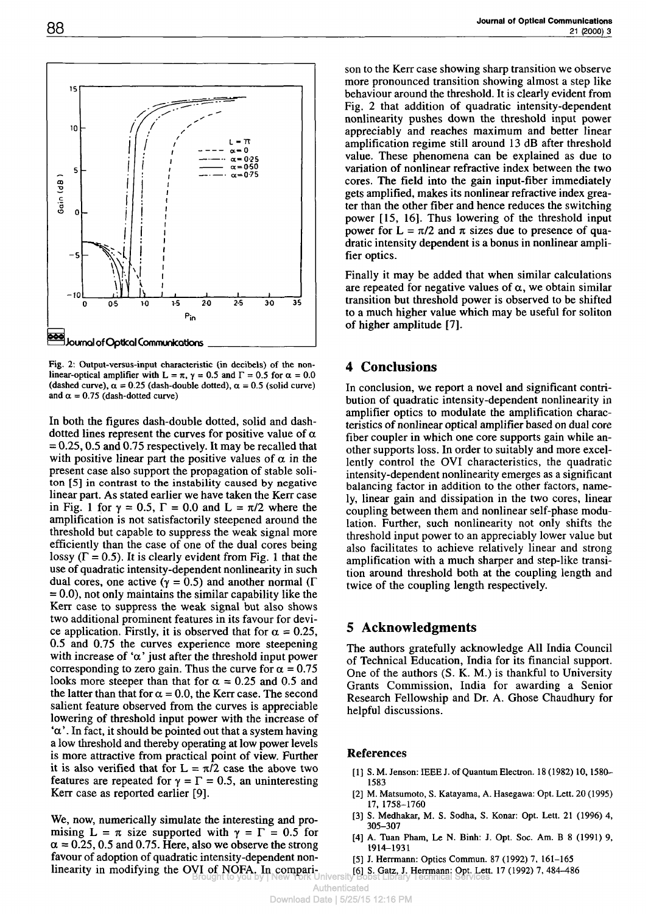Fig. 2: Output-versus-input characteristic (in decibels) of the nonlinear-optical amplifier with $L = \pi$, $\gamma = 0.5$ and $\Gamma = 0.5$ for $\alpha = 0.0$ (dashed curve), $\alpha = 0.25$ (dash-double dotted), $\alpha = 0.5$ (solid curve) and $\alpha = 0.75$ (dash-dotted curve)

In both the figures dash-double dotted, solid and dash-dotted lines represent the curves for positive value of $\alpha$ = 0.25, 0.5 and 0.75 respectively. It may be recalled that with positive linear part the positive values of $\alpha$ in the present case also support the propagation of stable soliton [5] in contrast to the instability caused by negative linear part. As stated earlier we have taken the Kerr case in Fig. 1 for $\gamma = 0.5$, $\Gamma = 0.0$ and $L = \pi/2$ where the amplification is not satisfactorily steepened around the threshold but capable to suppress the weak signal more efficiently than the case of one of the dual cores being lossy ($\Gamma = 0.5$). It is clearly evident from Fig. 1 that the use of quadratic intensity-dependent nonlinearity in such dual cores, one active ($\gamma = 0.5$) and another normal ($\Gamma = 0.0$), not only maintains the similar capability like the Kerr case to suppress the weak signal but also shows two additional prominent features in its favour for device application. Firstly, it is observed that for $\alpha = 0.25$, 0.5 and 0.75 the curves experience more steepening with increase of '$\alpha$' just after the threshold input power corresponding to zero gain. Thus the curve for $\alpha = 0.75$ looks more steeper than that for $\alpha = 0.25$ and 0.5 and the latter than that for $\alpha = 0.0$, the Kerr case. The second salient feature observed from the curves is appreciable lowering of threshold input power with the increase of '$\alpha$'. In fact, it should be pointed out that a system having a low threshold and thereby operating at low power levels is more attractive from practical point of view. Further it is also verified that for $L = \pi/2$ case the above two features are repeated for $\gamma = \Gamma = 0.5$, an uninteresting Kerr case as reported earlier [9].

We, now, numerically simulate the interesting and promising $L = \pi$ size supported with $\gamma = \Gamma = 0.5$ for $\alpha = 0.25$, 0.5 and 0.75. Here, also we observe the strong favour of adoption of quadratic intensity-dependent nonlinearity in modifying the OVI of NOFA. In comparison to the Kerr case showing sharp transition we observe more pronounced transition showing almost a step like behaviour around the threshold. It is clearly evident from Fig. 2 that addition of quadratic intensity-dependent nonlinearity pushes down the threshold input power appreciably and reaches maximum and better linear amplification regime still around 13 dB after threshold value. These phenomena can be explained as due to variation of nonlinear refractive index between the two cores. The field into the gain input-fiber immediately gets amplified, makes its nonlinear refractive index greater than the other fiber and hence reduces the switching power [15, 16]. Thus lowering of the threshold input power for $L = \pi/2$ and $\pi$ sizes due to presence of quadratic intensity dependent is a bonus in nonlinear amplifier optics.

Finally it may be added that when similar calculations are repeated for negative values of $\alpha$, we obtain similar transition but threshold power is observed to be shifted to a much higher value which may be useful for soliton of higher amplitude [7].

## 4 Conclusions

In conclusion, we report a novel and significant contribution of quadratic intensity-dependent nonlinearity in amplifier optics to modulate the amplification characteristics of nonlinear optical amplifier based on dual core fiber coupler in which one core supports gain while another supports loss. In order to suitably and more excellently control the OVI characteristics, the quadratic intensity-dependent nonlinearity emerges as a significant balancing factor in addition to the other factors, namely, linear gain and dissipation in the two cores, linear coupling between them and nonlinear self-phase modulation. Further, such nonlinearity not only shifts the threshold input power to an appreciably lower value but also facilitates to achieve relatively linear and strong amplification with a much sharper and step-like transition around threshold both at the coupling length and twice of the coupling length respectively.

## 5 Acknowledgments

The authors gratefully acknowledge All India Council of Technical Education, India for its financial support. One of the authors (S. K. M.) is thankful to University Grants Commission, India for awarding a Senior Research Fellowship and Dr. A. Ghose Chaudhury for helpful discussions.

### References

[1] S. M. Jenson: IEEE J. of Quantum Electron. 18 (1982) 10, 1580–1583

[2] M. Matsumoto, S. Katayama, A. Hasegawa: Opt. Lett. 20 (1995) 17, 1758–1760

[3] S. Medhakar, M. S. Sodha, S. Konar: Opt. Lett. 21 (1996) 4, 305–307

[4] A. Tuan Pham, Le N. Binh: J. Opt. Soc. Am. B 8 (1991) 9, 1914–1931

[5] J. Herrmann: Optics Commun. 87 (1992) 7, 161–165

[6] S. Gatz, J. Herrmann: Opt. Lett. 17 (1992) 7, 484–486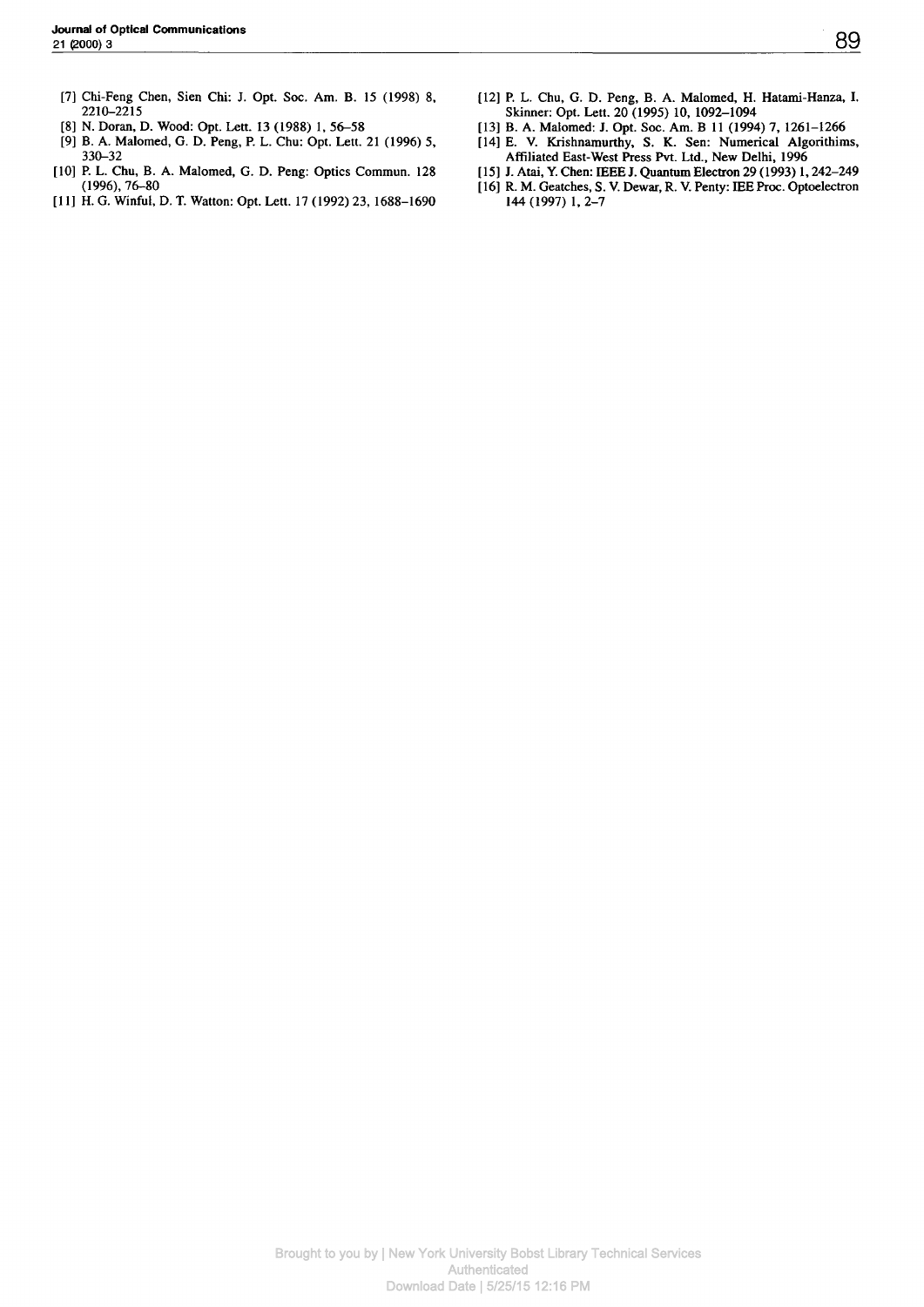[7] Chi-Feng Chen, Sien Chi: J. Opt. Soc. Am. B. 15 (1998) 8, 2210–2215

[8] N. Doran, D. Wood: Opt. Lett. 13 (1988) 1, 56–58

[9] B. A. Malomed, G. D. Peng, P. L. Chu: Opt. Lett. 21 (1996) 5, 330–32

[10] P. L. Chu, B. A. Malomed, G. D. Peng: Optics Commun. 128 (1996), 76–80

[11] H. G. Winful, D. T. Watton: Opt. Lett. 17 (1992) 23, 1688–1690

[12] P. L. Chu, G. D. Peng, B. A. Malomed, H. Hatami-Hanza, I. Skinner: Opt. Lett. 20 (1995) 10, 1092–1094

[13] B. A. Malomed: J. Opt. Soc. Am. B 11 (1994) 7, 1261–1266

[14] E. V. Krishnamurthy, S. K. Sen: Numerical Algorithims, Affiliated East-West Press Pvt. Ltd., New Delhi, 1996

[15] J. Atai, Y. Chen: IEEE J. Quantum Electron 29 (1993) 1, 242–249

[16] R. M. Geatches, S. V. Dewar, R. V. Penty: IEE Proc. Optoelectron 144 (1997) 1, 2–7